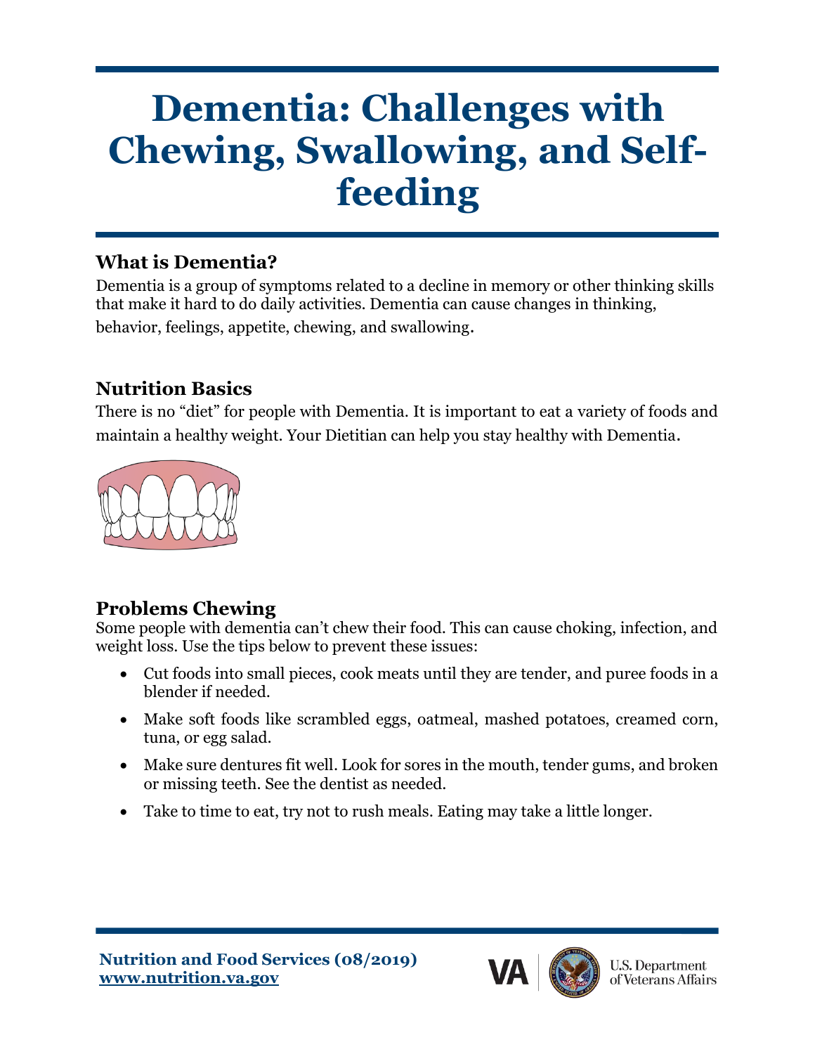# Dementia: Challenges with Chewing, Swallowing, and Self-feeding

## What is Dementia?

Dementia is a group of symptoms related to a decline in memory or other thinking skills that make it hard to do daily activities. Dementia can cause changes in thinking, behavior, feelings, appetite, chewing, and swallowing.

## Nutrition Basics

There is no "diet" for people with Dementia. It is important to eat a variety of foods and maintain a healthy weight. Your Dietitian can help you stay healthy with Dementia.

## Problems Chewing

Some people with dementia can't chew their food. This can cause choking, infection, and weight loss. Use the tips below to prevent these issues:

- Cut foods into small pieces, cook meats until they are tender, and puree foods in a blender if needed.
- Make soft foods like scrambled eggs, oatmeal, mashed potatoes, creamed corn, tuna, or egg salad.
- Make sure dentures fit well. Look for sores in the mouth, tender gums, and broken or missing teeth. See the dentist as needed.
- Take to time to eat, try not to rush meals. Eating may take a little longer.

**Nutrition and Food Services (08/2019)**
**www.nutrition.va.gov**

U.S. Department of Veterans Affairs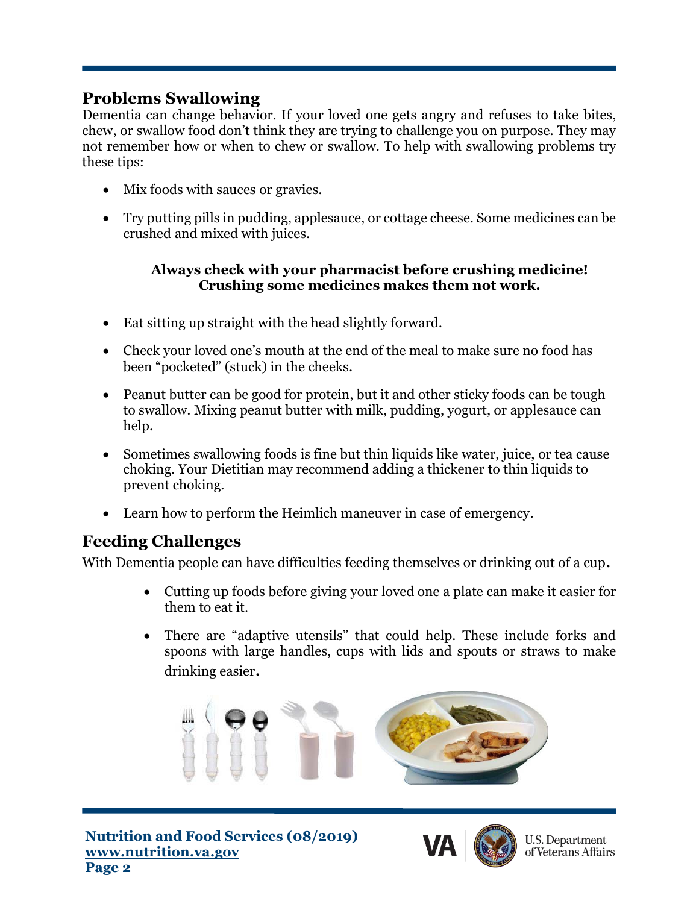## Problems Swallowing

Dementia can change behavior. If your loved one gets angry and refuses to take bites, chew, or swallow food don't think they are trying to challenge you on purpose. They may not remember how or when to chew or swallow. To help with swallowing problems try these tips:

- Mix foods with sauces or gravies.
- Try putting pills in pudding, applesauce, or cottage cheese. Some medicines can be crushed and mixed with juices.

**Always check with your pharmacist before crushing medicine! Crushing some medicines makes them not work.**

- Eat sitting up straight with the head slightly forward.
- Check your loved one's mouth at the end of the meal to make sure no food has been "pocketed" (stuck) in the cheeks.
- Peanut butter can be good for protein, but it and other sticky foods can be tough to swallow. Mixing peanut butter with milk, pudding, yogurt, or applesauce can help.
- Sometimes swallowing foods is fine but thin liquids like water, juice, or tea cause choking. Your Dietitian may recommend adding a thickener to thin liquids to prevent choking.
- Learn how to perform the Heimlich maneuver in case of emergency.

## Feeding Challenges

With Dementia people can have difficulties feeding themselves or drinking out of a cup.

- Cutting up foods before giving your loved one a plate can make it easier for them to eat it.
- There are "adaptive utensils" that could help. These include forks and spoons with large handles, cups with lids and spouts or straws to make drinking easier.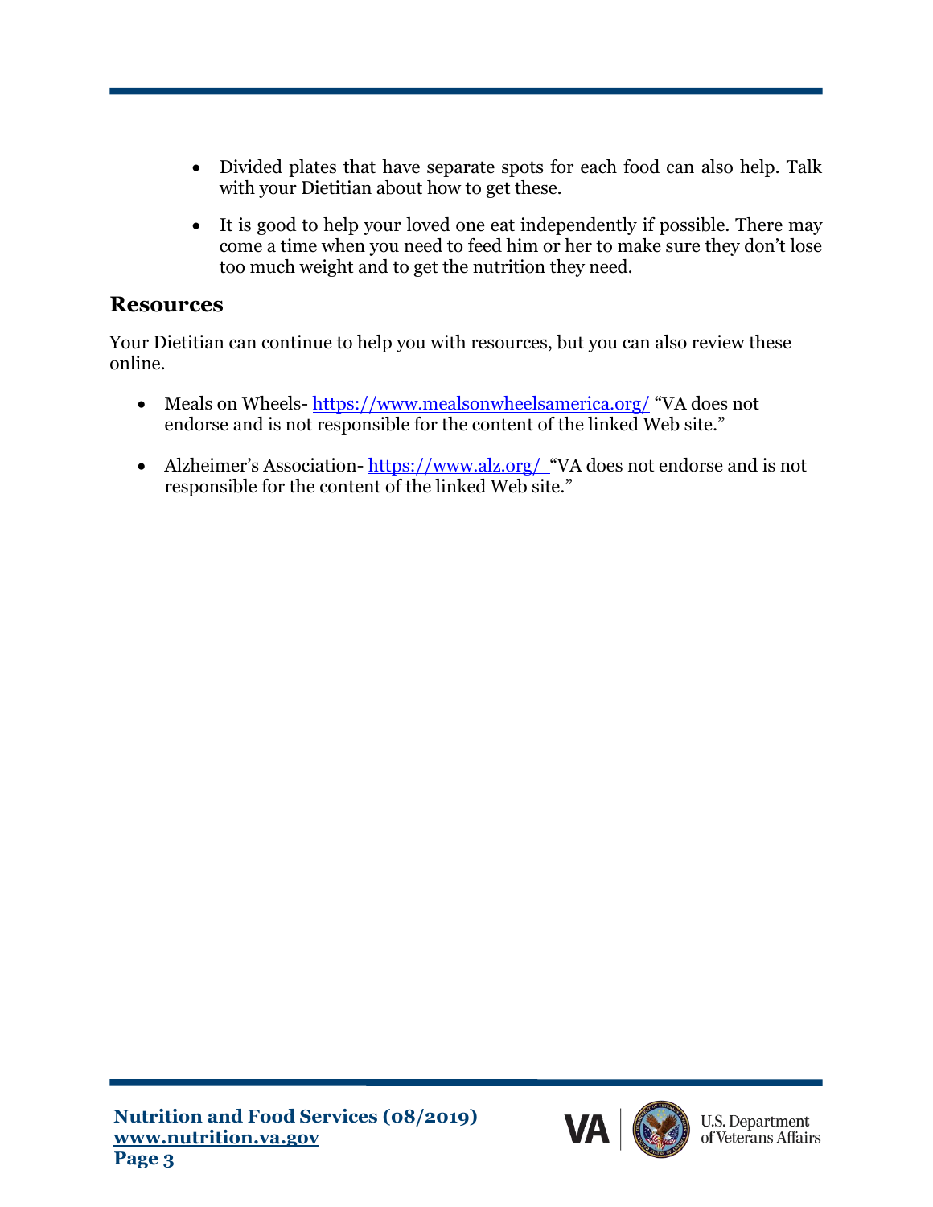- Divided plates that have separate spots for each food can also help. Talk with your Dietitian about how to get these.
- It is good to help your loved one eat independently if possible. There may come a time when you need to feed him or her to make sure they don't lose too much weight and to get the nutrition they need.

## Resources

Your Dietitian can continue to help you with resources, but you can also review these online.

- Meals on Wheels- [https://www.mealsonwheelsamerica.org/](https://www.mealsonwheelsamerica.org/) "VA does not endorse and is not responsible for the content of the linked Web site."
- Alzheimer's Association- [https://www.alz.org/](https://www.alz.org/) "VA does not endorse and is not responsible for the content of the linked Web site."